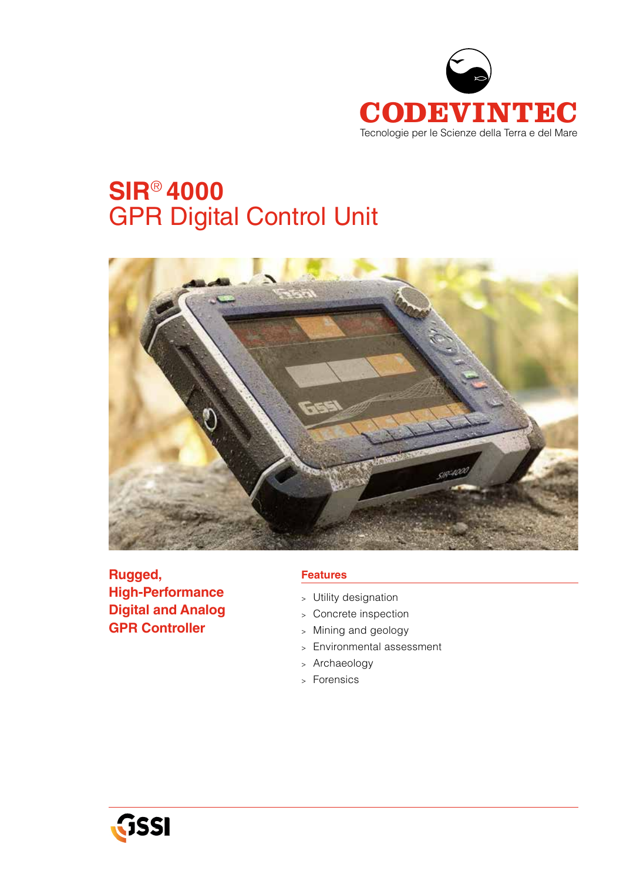CODEVINTEC

Tecnologie per le Scienze della Terra e del Mare

# SIR® 4000
## GPR Digital Control Unit

**Rugged, High-Performance Digital and Analog GPR Controller**

### Features

- Utility designation
- Concrete inspection
- Mining and geology
- Environmental assessment
- Archaeology
- Forensics

GSSI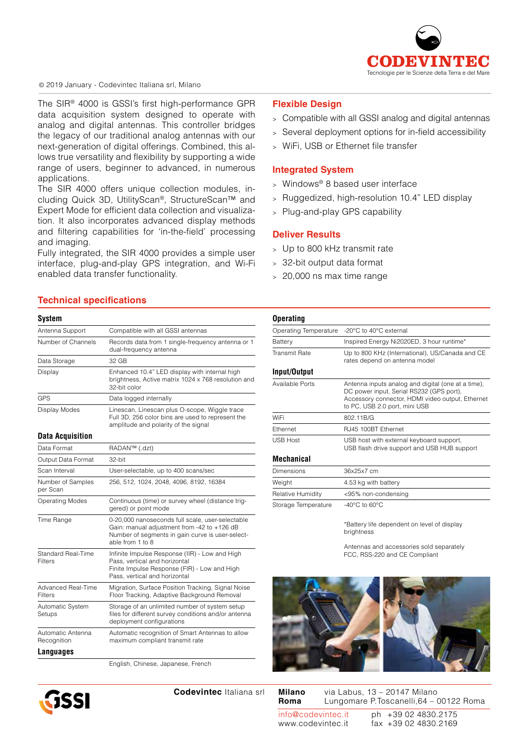CODEVINTEC
Tecnologie per le Scienze della Terra e del Mare

© 2019 January - Codevintec Italiana srl, Milano

The SIR® 4000 is GSSI's first high-performance GPR data acquisition system designed to operate with analog and digital antennas. This controller bridges the legacy of our traditional analog antennas with our next-generation of digital offerings. Combined, this allows true versatility and flexibility by supporting a wide range of users, beginner to advanced, in numerous applications.
The SIR 4000 offers unique collection modules, including Quick 3D, UtilityScan®, StructureScan™ and Expert Mode for efficient data collection and visualization. It also incorporates advanced display methods and filtering capabilities for 'in-the-field' processing and imaging.
Fully integrated, the SIR 4000 provides a simple user interface, plug-and-play GPS integration, and Wi-Fi enabled data transfer functionality.

## Flexible Design

- Compatible with all GSSI analog and digital antennas
- Several deployment options for in-field accessibility
- WiFi, USB or Ethernet file transfer

## Integrated System

- Windows® 8 based user interface
- Ruggedized, high-resolution 10.4" LED display
- Plug-and-play GPS capability

## Deliver Results

- Up to 800 kHz transmit rate
- 32-bit output data format
- 20,000 ns max time range

## Technical specifications

### System

| | |
|---|---|
| Antenna Support | Compatible with all GSSI antennas |
| Number of Channels | Records data from 1 single-frequency antenna or 1 dual-frequency antenna |
| Data Storage | 32 GB |
| Display | Enhanced 10.4" LED display with internal high brightness, Active matrix 1024 x 768 resolution and 32-bit color |
| GPS | Data logged internally |
| Display Modes | Linescan, Linescan plus O-scope, Wiggle trace Full 3D, 256 color bins are used to represent the amplitude and polarity of the signal |

### Data Acquisition

| | |
|---|---|
| Data Format | RADAN™ (.dzt) |
| Output Data Format | 32-bit |
| Scan Interval | User-selectable, up to 400 scans/sec |
| Number of Samples per Scan | 256, 512, 1024, 2048, 4096, 8192, 16384 |
| Operating Modes | Continuous (time) or survey wheel (distance triggered) or point mode |
| Time Range | 0-20,000 nanoseconds full scale, user-selectable Gain: manual adjustment from -42 to +126 dB Number of segments in gain curve is user-selectable from 1 to 8 |
| Standard Real-Time Filters | Infinite Impulse Response (IIR) - Low and High Pass, vertical and horizontal Finite Impulse Response (FIR) - Low and High Pass, vertical and horizontal |
| Advanced Real-Time Filters | Migration, Surface Position Tracking, Signal Noise Floor Tracking, Adaptive Background Removal |
| Automatic System Setups | Storage of an unlimited number of system setup files for different survey conditions and/or antenna deployment configurations |
| Automatic Antenna Recognition | Automatic recognition of Smart Antennas to allow maximum compliant transmit rate |

### Languages

English, Chinese, Japanese, French

### Operating

| | |
|---|---|
| Operating Temperature | -20°C to 40°C external |
| Battery | Inspired Energy Ni2020ED, 3 hour runtime* |
| Transmit Rate | Up to 800 KHz (International), US/Canada and CE rates depend on antenna model |

### Input/Output

| | |
|---|---|
| Available Ports | Antenna inputs analog and digital (one at a time), DC power input, Serial RS232 (GPS port), Accessory connector, HDMI video output, Ethernet to PC, USB 2.0 port, mini USB |
| WiFi | 802.11B/G |
| Ethernet | RJ45 100BT Ethernet |
| USB Host | USB host with external keyboard support, USB flash drive support and USB HUB support |

### Mechanical

| | |
|---|---|
| Dimensions | 36x25x7 cm |
| Weight | 4.53 kg with battery |
| Relative Humidity | <95% non-condensing |
| Storage Temperature | -40°C to 60°C |

*Battery life dependent on level of display brightness

Antennas and accessories sold separately
FCC, RSS-220 and CE Compliant

GSSI

**Codevintec** Italiana srl

**Milano** via Labus, 13 – 20147 Milano
**Roma** Lungomare P.Toscanelli,64 – 00122 Roma

info@codevintec.it
www.codevintec.it

ph +39 02 4830.2175
fax +39 02 4830.2169